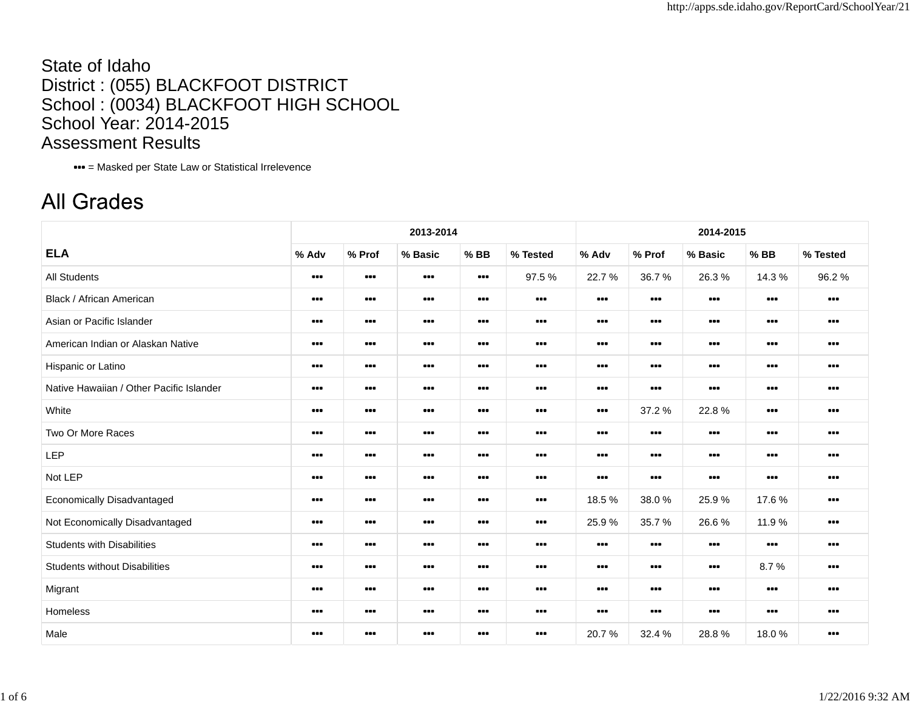State of Idaho
District : (055) BLACKFOOT DISTRICT
School : (0034) BLACKFOOT HIGH SCHOOL
School Year: 2014-2015
Assessment Results

••• = Masked per State Law or Statistical Irrelevence

# All Grades

| | 2013-2014 | | | | | 2014-2015 | | | | |
|---|---|---|---|---|---|---|---|---|---|---|
| **ELA** | % Adv | % Prof | % Basic | % BB | % Tested | % Adv | % Prof | % Basic | % BB | % Tested |
| All Students | ••• | ••• | ••• | ••• | 97.5 % | 22.7 % | 36.7 % | 26.3 % | 14.3 % | 96.2 % |
| Black / African American | ••• | ••• | ••• | ••• | ••• | ••• | ••• | ••• | ••• | ••• |
| Asian or Pacific Islander | ••• | ••• | ••• | ••• | ••• | ••• | ••• | ••• | ••• | ••• |
| American Indian or Alaskan Native | ••• | ••• | ••• | ••• | ••• | ••• | ••• | ••• | ••• | ••• |
| Hispanic or Latino | ••• | ••• | ••• | ••• | ••• | ••• | ••• | ••• | ••• | ••• |
| Native Hawaiian / Other Pacific Islander | ••• | ••• | ••• | ••• | ••• | ••• | ••• | ••• | ••• | ••• |
| White | ••• | ••• | ••• | ••• | ••• | ••• | 37.2 % | 22.8 % | ••• | ••• |
| Two Or More Races | ••• | ••• | ••• | ••• | ••• | ••• | ••• | ••• | ••• | ••• |
| LEP | ••• | ••• | ••• | ••• | ••• | ••• | ••• | ••• | ••• | ••• |
| Not LEP | ••• | ••• | ••• | ••• | ••• | ••• | ••• | ••• | ••• | ••• |
| Economically Disadvantaged | ••• | ••• | ••• | ••• | ••• | 18.5 % | 38.0 % | 25.9 % | 17.6 % | ••• |
| Not Economically Disadvantaged | ••• | ••• | ••• | ••• | ••• | 25.9 % | 35.7 % | 26.6 % | 11.9 % | ••• |
| Students with Disabilities | ••• | ••• | ••• | ••• | ••• | ••• | ••• | ••• | ••• | ••• |
| Students without Disabilities | ••• | ••• | ••• | ••• | ••• | ••• | ••• | ••• | 8.7 % | ••• |
| Migrant | ••• | ••• | ••• | ••• | ••• | ••• | ••• | ••• | ••• | ••• |
| Homeless | ••• | ••• | ••• | ••• | ••• | ••• | ••• | ••• | ••• | ••• |
| Male | ••• | ••• | ••• | ••• | ••• | 20.7 % | 32.4 % | 28.8 % | 18.0 % | ••• |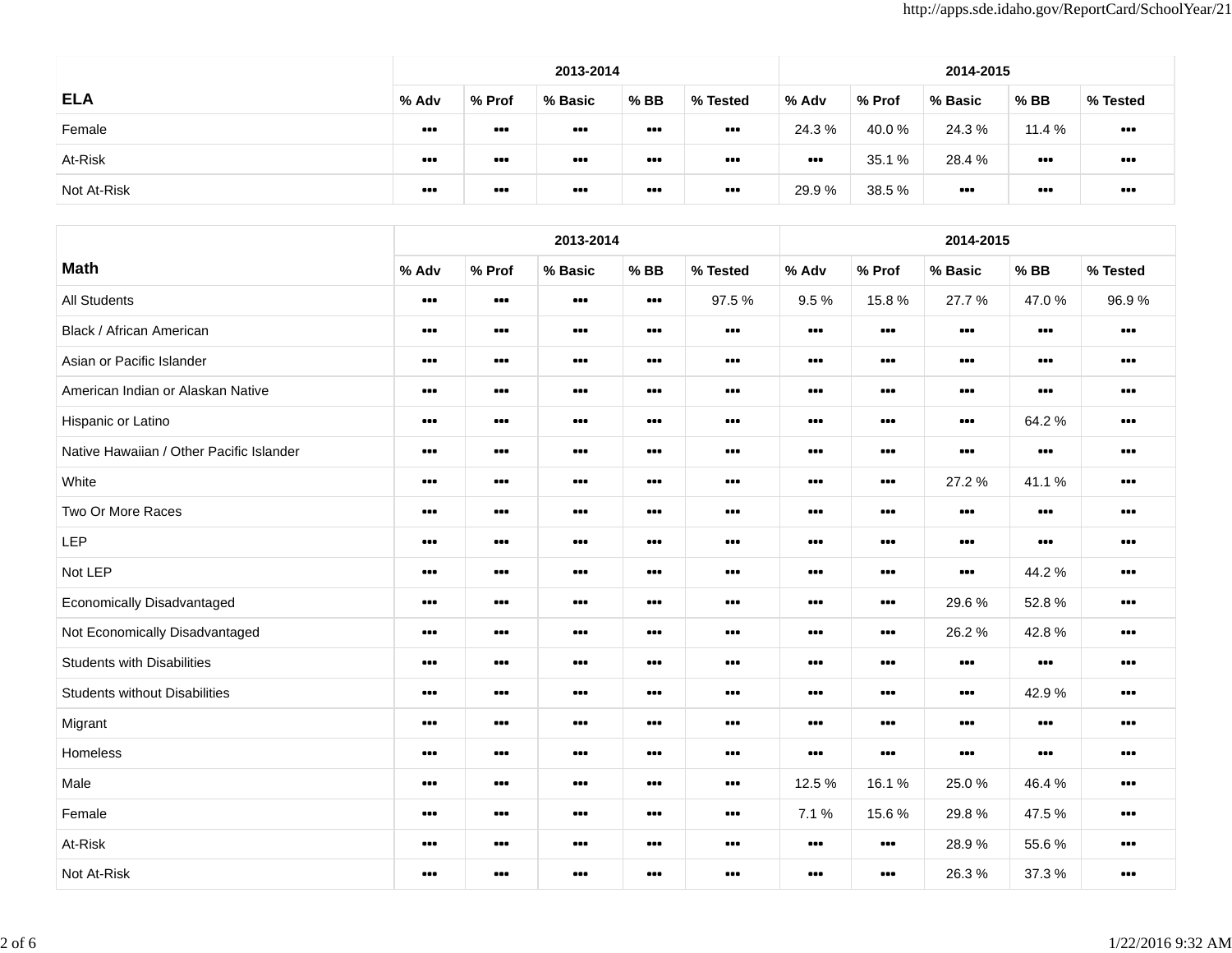| ELA | 2013-2014 | | | | | 2014-2015 | | | | |
|---|---|---|---|---|---|---|---|---|---|---|
| | % Adv | % Prof | % Basic | % BB | % Tested | % Adv | % Prof | % Basic | % BB | % Tested |
| Female | ▪▪▪ | ▪▪▪ | ▪▪▪ | ▪▪▪ | ▪▪▪ | 24.3 % | 40.0 % | 24.3 % | 11.4 % | ▪▪▪ |
| At-Risk | ▪▪▪ | ▪▪▪ | ▪▪▪ | ▪▪▪ | ▪▪▪ | ▪▪▪ | 35.1 % | 28.4 % | ▪▪▪ | ▪▪▪ |
| Not At-Risk | ▪▪▪ | ▪▪▪ | ▪▪▪ | ▪▪▪ | ▪▪▪ | 29.9 % | 38.5 % | ▪▪▪ | ▪▪▪ | ▪▪▪ |

| Math | 2013-2014 | | | | | 2014-2015 | | | | |
|---|---|---|---|---|---|---|---|---|---|---|
| | % Adv | % Prof | % Basic | % BB | % Tested | % Adv | % Prof | % Basic | % BB | % Tested |
| All Students | ▪▪▪ | ▪▪▪ | ▪▪▪ | ▪▪▪ | 97.5 % | 9.5 % | 15.8 % | 27.7 % | 47.0 % | 96.9 % |
| Black / African American | ▪▪▪ | ▪▪▪ | ▪▪▪ | ▪▪▪ | ▪▪▪ | ▪▪▪ | ▪▪▪ | ▪▪▪ | ▪▪▪ | ▪▪▪ |
| Asian or Pacific Islander | ▪▪▪ | ▪▪▪ | ▪▪▪ | ▪▪▪ | ▪▪▪ | ▪▪▪ | ▪▪▪ | ▪▪▪ | ▪▪▪ | ▪▪▪ |
| American Indian or Alaskan Native | ▪▪▪ | ▪▪▪ | ▪▪▪ | ▪▪▪ | ▪▪▪ | ▪▪▪ | ▪▪▪ | ▪▪▪ | ▪▪▪ | ▪▪▪ |
| Hispanic or Latino | ▪▪▪ | ▪▪▪ | ▪▪▪ | ▪▪▪ | ▪▪▪ | ▪▪▪ | ▪▪▪ | ▪▪▪ | 64.2 % | ▪▪▪ |
| Native Hawaiian / Other Pacific Islander | ▪▪▪ | ▪▪▪ | ▪▪▪ | ▪▪▪ | ▪▪▪ | ▪▪▪ | ▪▪▪ | ▪▪▪ | ▪▪▪ | ▪▪▪ |
| White | ▪▪▪ | ▪▪▪ | ▪▪▪ | ▪▪▪ | ▪▪▪ | ▪▪▪ | ▪▪▪ | 27.2 % | 41.1 % | ▪▪▪ |
| Two Or More Races | ▪▪▪ | ▪▪▪ | ▪▪▪ | ▪▪▪ | ▪▪▪ | ▪▪▪ | ▪▪▪ | ▪▪▪ | ▪▪▪ | ▪▪▪ |
| LEP | ▪▪▪ | ▪▪▪ | ▪▪▪ | ▪▪▪ | ▪▪▪ | ▪▪▪ | ▪▪▪ | ▪▪▪ | ▪▪▪ | ▪▪▪ |
| Not LEP | ▪▪▪ | ▪▪▪ | ▪▪▪ | ▪▪▪ | ▪▪▪ | ▪▪▪ | ▪▪▪ | ▪▪▪ | 44.2 % | ▪▪▪ |
| Economically Disadvantaged | ▪▪▪ | ▪▪▪ | ▪▪▪ | ▪▪▪ | ▪▪▪ | ▪▪▪ | ▪▪▪ | 29.6 % | 52.8 % | ▪▪▪ |
| Not Economically Disadvantaged | ▪▪▪ | ▪▪▪ | ▪▪▪ | ▪▪▪ | ▪▪▪ | ▪▪▪ | ▪▪▪ | 26.2 % | 42.8 % | ▪▪▪ |
| Students with Disabilities | ▪▪▪ | ▪▪▪ | ▪▪▪ | ▪▪▪ | ▪▪▪ | ▪▪▪ | ▪▪▪ | ▪▪▪ | ▪▪▪ | ▪▪▪ |
| Students without Disabilities | ▪▪▪ | ▪▪▪ | ▪▪▪ | ▪▪▪ | ▪▪▪ | ▪▪▪ | ▪▪▪ | ▪▪▪ | 42.9 % | ▪▪▪ |
| Migrant | ▪▪▪ | ▪▪▪ | ▪▪▪ | ▪▪▪ | ▪▪▪ | ▪▪▪ | ▪▪▪ | ▪▪▪ | ▪▪▪ | ▪▪▪ |
| Homeless | ▪▪▪ | ▪▪▪ | ▪▪▪ | ▪▪▪ | ▪▪▪ | ▪▪▪ | ▪▪▪ | ▪▪▪ | ▪▪▪ | ▪▪▪ |
| Male | ▪▪▪ | ▪▪▪ | ▪▪▪ | ▪▪▪ | ▪▪▪ | 12.5 % | 16.1 % | 25.0 % | 46.4 % | ▪▪▪ |
| Female | ▪▪▪ | ▪▪▪ | ▪▪▪ | ▪▪▪ | ▪▪▪ | 7.1 % | 15.6 % | 29.8 % | 47.5 % | ▪▪▪ |
| At-Risk | ▪▪▪ | ▪▪▪ | ▪▪▪ | ▪▪▪ | ▪▪▪ | ▪▪▪ | ▪▪▪ | 28.9 % | 55.6 % | ▪▪▪ |
| Not At-Risk | ▪▪▪ | ▪▪▪ | ▪▪▪ | ▪▪▪ | ▪▪▪ | ▪▪▪ | ▪▪▪ | 26.3 % | 37.3 % | ▪▪▪ |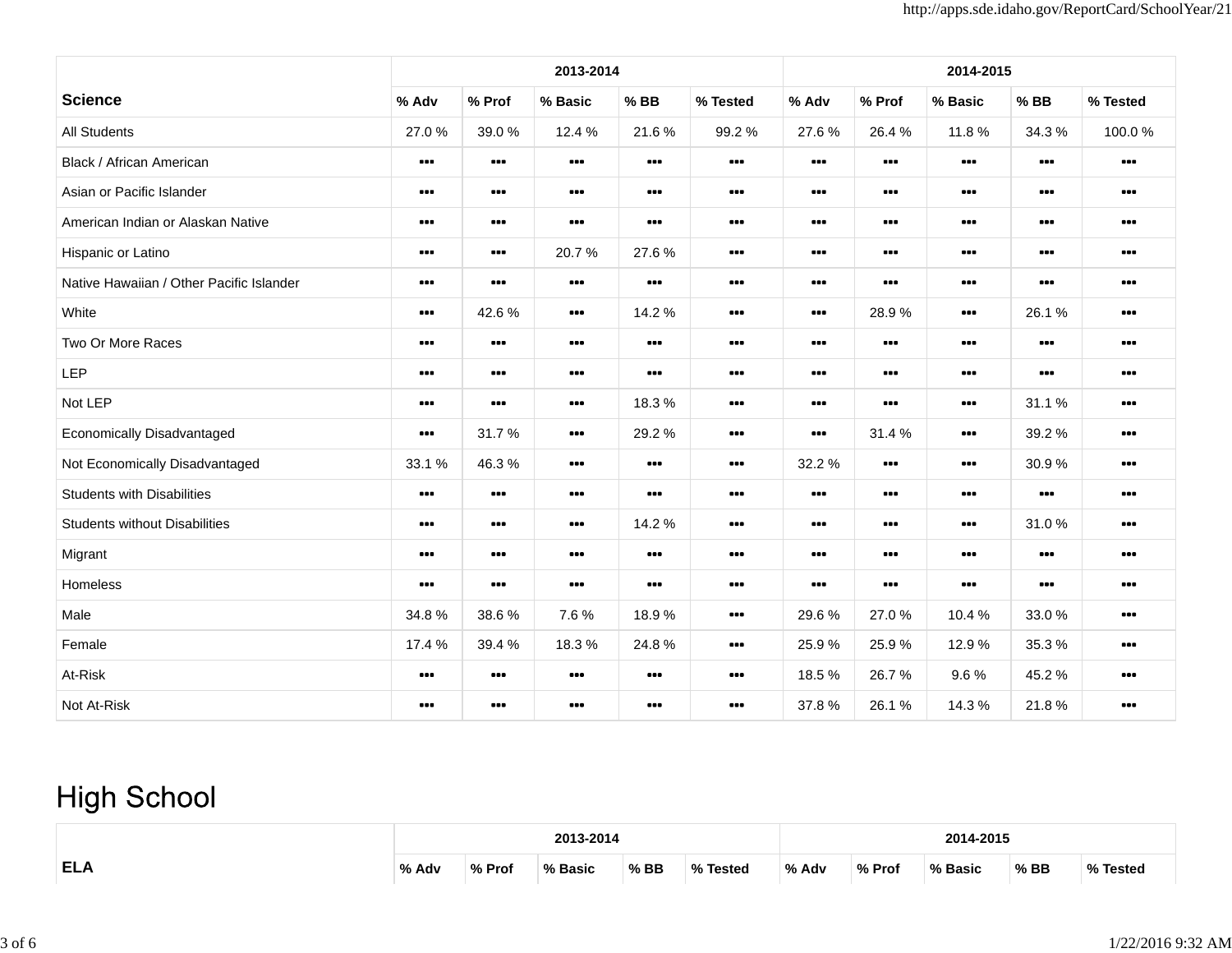| Science | 2013-2014 | | | | | 2014-2015 | | | | |
|---|---|---|---|---|---|---|---|---|---|---|
| | % Adv | % Prof | % Basic | % BB | % Tested | % Adv | % Prof | % Basic | % BB | % Tested |
| All Students | 27.0 % | 39.0 % | 12.4 % | 21.6 % | 99.2 % | 27.6 % | 26.4 % | 11.8 % | 34.3 % | 100.0 % |
| Black / African American | ••• | ••• | ••• | ••• | ••• | ••• | ••• | ••• | ••• | ••• |
| Asian or Pacific Islander | ••• | ••• | ••• | ••• | ••• | ••• | ••• | ••• | ••• | ••• |
| American Indian or Alaskan Native | ••• | ••• | ••• | ••• | ••• | ••• | ••• | ••• | ••• | ••• |
| Hispanic or Latino | ••• | ••• | 20.7 % | 27.6 % | ••• | ••• | ••• | ••• | ••• | ••• |
| Native Hawaiian / Other Pacific Islander | ••• | ••• | ••• | ••• | ••• | ••• | ••• | ••• | ••• | ••• |
| White | ••• | 42.6 % | ••• | 14.2 % | ••• | ••• | 28.9 % | ••• | 26.1 % | ••• |
| Two Or More Races | ••• | ••• | ••• | ••• | ••• | ••• | ••• | ••• | ••• | ••• |
| LEP | ••• | ••• | ••• | ••• | ••• | ••• | ••• | ••• | ••• | ••• |
| Not LEP | ••• | ••• | ••• | 18.3 % | ••• | ••• | ••• | ••• | 31.1 % | ••• |
| Economically Disadvantaged | ••• | 31.7 % | ••• | 29.2 % | ••• | ••• | 31.4 % | ••• | 39.2 % | ••• |
| Not Economically Disadvantaged | 33.1 % | 46.3 % | ••• | ••• | ••• | 32.2 % | ••• | ••• | 30.9 % | ••• |
| Students with Disabilities | ••• | ••• | ••• | ••• | ••• | ••• | ••• | ••• | ••• | ••• |
| Students without Disabilities | ••• | ••• | ••• | 14.2 % | ••• | ••• | ••• | ••• | 31.0 % | ••• |
| Migrant | ••• | ••• | ••• | ••• | ••• | ••• | ••• | ••• | ••• | ••• |
| Homeless | ••• | ••• | ••• | ••• | ••• | ••• | ••• | ••• | ••• | ••• |
| Male | 34.8 % | 38.6 % | 7.6 % | 18.9 % | ••• | 29.6 % | 27.0 % | 10.4 % | 33.0 % | ••• |
| Female | 17.4 % | 39.4 % | 18.3 % | 24.8 % | ••• | 25.9 % | 25.9 % | 12.9 % | 35.3 % | ••• |
| At-Risk | ••• | ••• | ••• | ••• | ••• | 18.5 % | 26.7 % | 9.6 % | 45.2 % | ••• |
| Not At-Risk | ••• | ••• | ••• | ••• | ••• | 37.8 % | 26.1 % | 14.3 % | 21.8 % | ••• |

# High School

| ELA | 2013-2014 | | | | | 2014-2015 | | | | |
|---|---|---|---|---|---|---|---|---|---|---|
| | % Adv | % Prof | % Basic | % BB | % Tested | % Adv | % Prof | % Basic | % BB | % Tested |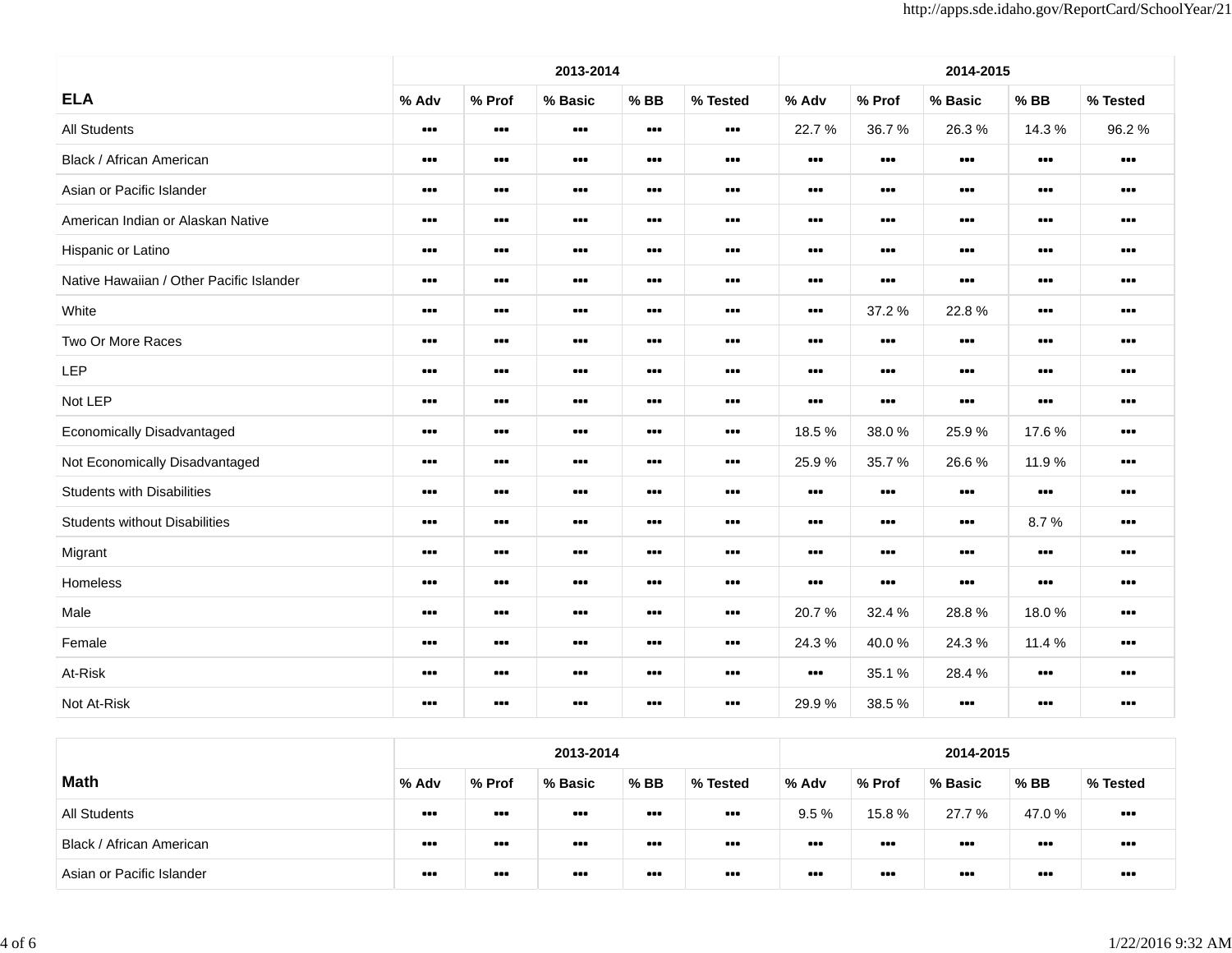| ELA | 2013-2014 | | | | | 2014-2015 | | | | |
|---|---|---|---|---|---|---|---|---|---|---|
| | % Adv | % Prof | % Basic | % BB | % Tested | % Adv | % Prof | % Basic | % BB | % Tested |
| All Students | ▪▪▪ | ▪▪▪ | ▪▪▪ | ▪▪▪ | ▪▪▪ | 22.7 % | 36.7 % | 26.3 % | 14.3 % | 96.2 % |
| Black / African American | ▪▪▪ | ▪▪▪ | ▪▪▪ | ▪▪▪ | ▪▪▪ | ▪▪▪ | ▪▪▪ | ▪▪▪ | ▪▪▪ | ▪▪▪ |
| Asian or Pacific Islander | ▪▪▪ | ▪▪▪ | ▪▪▪ | ▪▪▪ | ▪▪▪ | ▪▪▪ | ▪▪▪ | ▪▪▪ | ▪▪▪ | ▪▪▪ |
| American Indian or Alaskan Native | ▪▪▪ | ▪▪▪ | ▪▪▪ | ▪▪▪ | ▪▪▪ | ▪▪▪ | ▪▪▪ | ▪▪▪ | ▪▪▪ | ▪▪▪ |
| Hispanic or Latino | ▪▪▪ | ▪▪▪ | ▪▪▪ | ▪▪▪ | ▪▪▪ | ▪▪▪ | ▪▪▪ | ▪▪▪ | ▪▪▪ | ▪▪▪ |
| Native Hawaiian / Other Pacific Islander | ▪▪▪ | ▪▪▪ | ▪▪▪ | ▪▪▪ | ▪▪▪ | ▪▪▪ | ▪▪▪ | ▪▪▪ | ▪▪▪ | ▪▪▪ |
| White | ▪▪▪ | ▪▪▪ | ▪▪▪ | ▪▪▪ | ▪▪▪ | ▪▪▪ | 37.2 % | 22.8 % | ▪▪▪ | ▪▪▪ |
| Two Or More Races | ▪▪▪ | ▪▪▪ | ▪▪▪ | ▪▪▪ | ▪▪▪ | ▪▪▪ | ▪▪▪ | ▪▪▪ | ▪▪▪ | ▪▪▪ |
| LEP | ▪▪▪ | ▪▪▪ | ▪▪▪ | ▪▪▪ | ▪▪▪ | ▪▪▪ | ▪▪▪ | ▪▪▪ | ▪▪▪ | ▪▪▪ |
| Not LEP | ▪▪▪ | ▪▪▪ | ▪▪▪ | ▪▪▪ | ▪▪▪ | ▪▪▪ | ▪▪▪ | ▪▪▪ | ▪▪▪ | ▪▪▪ |
| Economically Disadvantaged | ▪▪▪ | ▪▪▪ | ▪▪▪ | ▪▪▪ | ▪▪▪ | 18.5 % | 38.0 % | 25.9 % | 17.6 % | ▪▪▪ |
| Not Economically Disadvantaged | ▪▪▪ | ▪▪▪ | ▪▪▪ | ▪▪▪ | ▪▪▪ | 25.9 % | 35.7 % | 26.6 % | 11.9 % | ▪▪▪ |
| Students with Disabilities | ▪▪▪ | ▪▪▪ | ▪▪▪ | ▪▪▪ | ▪▪▪ | ▪▪▪ | ▪▪▪ | ▪▪▪ | ▪▪▪ | ▪▪▪ |
| Students without Disabilities | ▪▪▪ | ▪▪▪ | ▪▪▪ | ▪▪▪ | ▪▪▪ | ▪▪▪ | ▪▪▪ | ▪▪▪ | 8.7 % | ▪▪▪ |
| Migrant | ▪▪▪ | ▪▪▪ | ▪▪▪ | ▪▪▪ | ▪▪▪ | ▪▪▪ | ▪▪▪ | ▪▪▪ | ▪▪▪ | ▪▪▪ |
| Homeless | ▪▪▪ | ▪▪▪ | ▪▪▪ | ▪▪▪ | ▪▪▪ | ▪▪▪ | ▪▪▪ | ▪▪▪ | ▪▪▪ | ▪▪▪ |
| Male | ▪▪▪ | ▪▪▪ | ▪▪▪ | ▪▪▪ | ▪▪▪ | 20.7 % | 32.4 % | 28.8 % | 18.0 % | ▪▪▪ |
| Female | ▪▪▪ | ▪▪▪ | ▪▪▪ | ▪▪▪ | ▪▪▪ | 24.3 % | 40.0 % | 24.3 % | 11.4 % | ▪▪▪ |
| At-Risk | ▪▪▪ | ▪▪▪ | ▪▪▪ | ▪▪▪ | ▪▪▪ | ▪▪▪ | 35.1 % | 28.4 % | ▪▪▪ | ▪▪▪ |
| Not At-Risk | ▪▪▪ | ▪▪▪ | ▪▪▪ | ▪▪▪ | ▪▪▪ | 29.9 % | 38.5 % | ▪▪▪ | ▪▪▪ | ▪▪▪ |

| Math | 2013-2014 | | | | | 2014-2015 | | | | |
|---|---|---|---|---|---|---|---|---|---|---|
| | % Adv | % Prof | % Basic | % BB | % Tested | % Adv | % Prof | % Basic | % BB | % Tested |
| All Students | ▪▪▪ | ▪▪▪ | ▪▪▪ | ▪▪▪ | ▪▪▪ | 9.5 % | 15.8 % | 27.7 % | 47.0 % | ▪▪▪ |
| Black / African American | ▪▪▪ | ▪▪▪ | ▪▪▪ | ▪▪▪ | ▪▪▪ | ▪▪▪ | ▪▪▪ | ▪▪▪ | ▪▪▪ | ▪▪▪ |
| Asian or Pacific Islander | ▪▪▪ | ▪▪▪ | ▪▪▪ | ▪▪▪ | ▪▪▪ | ▪▪▪ | ▪▪▪ | ▪▪▪ | ▪▪▪ | ▪▪▪ |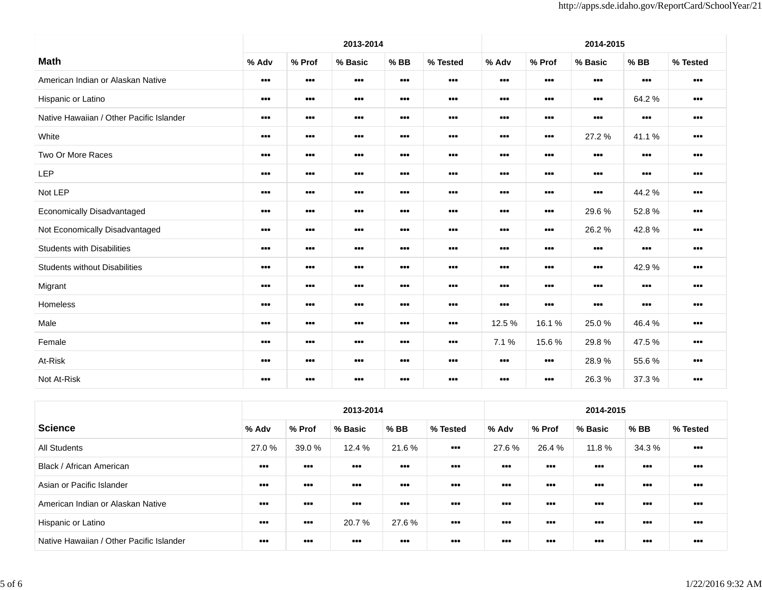| Math | 2013-2014 | | | | | 2014-2015 | | | | |
|---|---|---|---|---|---|---|---|---|---|---|
| | % Adv | % Prof | % Basic | % BB | % Tested | % Adv | % Prof | % Basic | % BB | % Tested |
| American Indian or Alaskan Native | ••• | ••• | ••• | ••• | ••• | ••• | ••• | ••• | ••• | ••• |
| Hispanic or Latino | ••• | ••• | ••• | ••• | ••• | ••• | ••• | ••• | 64.2 % | ••• |
| Native Hawaiian / Other Pacific Islander | ••• | ••• | ••• | ••• | ••• | ••• | ••• | ••• | ••• | ••• |
| White | ••• | ••• | ••• | ••• | ••• | ••• | ••• | 27.2 % | 41.1 % | ••• |
| Two Or More Races | ••• | ••• | ••• | ••• | ••• | ••• | ••• | ••• | ••• | ••• |
| LEP | ••• | ••• | ••• | ••• | ••• | ••• | ••• | ••• | ••• | ••• |
| Not LEP | ••• | ••• | ••• | ••• | ••• | ••• | ••• | ••• | 44.2 % | ••• |
| Economically Disadvantaged | ••• | ••• | ••• | ••• | ••• | ••• | ••• | 29.6 % | 52.8 % | ••• |
| Not Economically Disadvantaged | ••• | ••• | ••• | ••• | ••• | ••• | ••• | 26.2 % | 42.8 % | ••• |
| Students with Disabilities | ••• | ••• | ••• | ••• | ••• | ••• | ••• | ••• | ••• | ••• |
| Students without Disabilities | ••• | ••• | ••• | ••• | ••• | ••• | ••• | ••• | 42.9 % | ••• |
| Migrant | ••• | ••• | ••• | ••• | ••• | ••• | ••• | ••• | ••• | ••• |
| Homeless | ••• | ••• | ••• | ••• | ••• | ••• | ••• | ••• | ••• | ••• |
| Male | ••• | ••• | ••• | ••• | ••• | 12.5 % | 16.1 % | 25.0 % | 46.4 % | ••• |
| Female | ••• | ••• | ••• | ••• | ••• | 7.1 % | 15.6 % | 29.8 % | 47.5 % | ••• |
| At-Risk | ••• | ••• | ••• | ••• | ••• | ••• | ••• | 28.9 % | 55.6 % | ••• |
| Not At-Risk | ••• | ••• | ••• | ••• | ••• | ••• | ••• | 26.3 % | 37.3 % | ••• |

| Science | 2013-2014 | | | | | 2014-2015 | | | | |
|---|---|---|---|---|---|---|---|---|---|---|
| | % Adv | % Prof | % Basic | % BB | % Tested | % Adv | % Prof | % Basic | % BB | % Tested |
| All Students | 27.0 % | 39.0 % | 12.4 % | 21.6 % | ••• | 27.6 % | 26.4 % | 11.8 % | 34.3 % | ••• |
| Black / African American | ••• | ••• | ••• | ••• | ••• | ••• | ••• | ••• | ••• | ••• |
| Asian or Pacific Islander | ••• | ••• | ••• | ••• | ••• | ••• | ••• | ••• | ••• | ••• |
| American Indian or Alaskan Native | ••• | ••• | ••• | ••• | ••• | ••• | ••• | ••• | ••• | ••• |
| Hispanic or Latino | ••• | ••• | 20.7 % | 27.6 % | ••• | ••• | ••• | ••• | ••• | ••• |
| Native Hawaiian / Other Pacific Islander | ••• | ••• | ••• | ••• | ••• | ••• | ••• | ••• | ••• | ••• |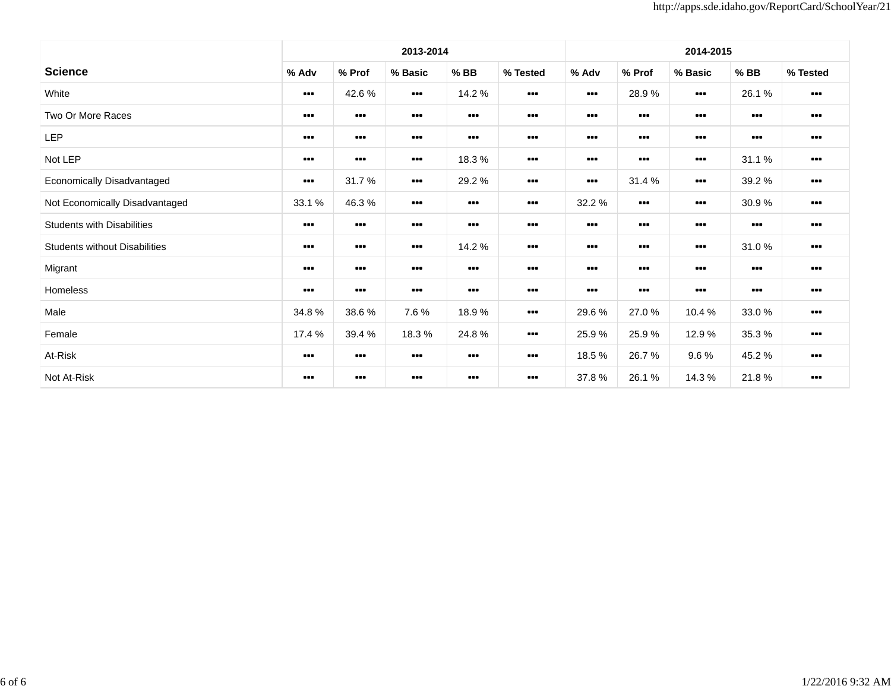| Science | 2013-2014 | | | | | 2014-2015 | | | | |
|---|---|---|---|---|---|---|---|---|---|---|
| | % Adv | % Prof | % Basic | % BB | % Tested | % Adv | % Prof | % Basic | % BB | % Tested |
| White | ••• | 42.6 % | ••• | 14.2 % | ••• | ••• | 28.9 % | ••• | 26.1 % | ••• |
| Two Or More Races | ••• | ••• | ••• | ••• | ••• | ••• | ••• | ••• | ••• | ••• |
| LEP | ••• | ••• | ••• | ••• | ••• | ••• | ••• | ••• | ••• | ••• |
| Not LEP | ••• | ••• | ••• | 18.3 % | ••• | ••• | ••• | ••• | 31.1 % | ••• |
| Economically Disadvantaged | ••• | 31.7 % | ••• | 29.2 % | ••• | ••• | 31.4 % | ••• | 39.2 % | ••• |
| Not Economically Disadvantaged | 33.1 % | 46.3 % | ••• | ••• | ••• | 32.2 % | ••• | ••• | 30.9 % | ••• |
| Students with Disabilities | ••• | ••• | ••• | ••• | ••• | ••• | ••• | ••• | ••• | ••• |
| Students without Disabilities | ••• | ••• | ••• | 14.2 % | ••• | ••• | ••• | ••• | 31.0 % | ••• |
| Migrant | ••• | ••• | ••• | ••• | ••• | ••• | ••• | ••• | ••• | ••• |
| Homeless | ••• | ••• | ••• | ••• | ••• | ••• | ••• | ••• | ••• | ••• |
| Male | 34.8 % | 38.6 % | 7.6 % | 18.9 % | ••• | 29.6 % | 27.0 % | 10.4 % | 33.0 % | ••• |
| Female | 17.4 % | 39.4 % | 18.3 % | 24.8 % | ••• | 25.9 % | 25.9 % | 12.9 % | 35.3 % | ••• |
| At-Risk | ••• | ••• | ••• | ••• | ••• | 18.5 % | 26.7 % | 9.6 % | 45.2 % | ••• |
| Not At-Risk | ••• | ••• | ••• | ••• | ••• | 37.8 % | 26.1 % | 14.3 % | 21.8 % | ••• |